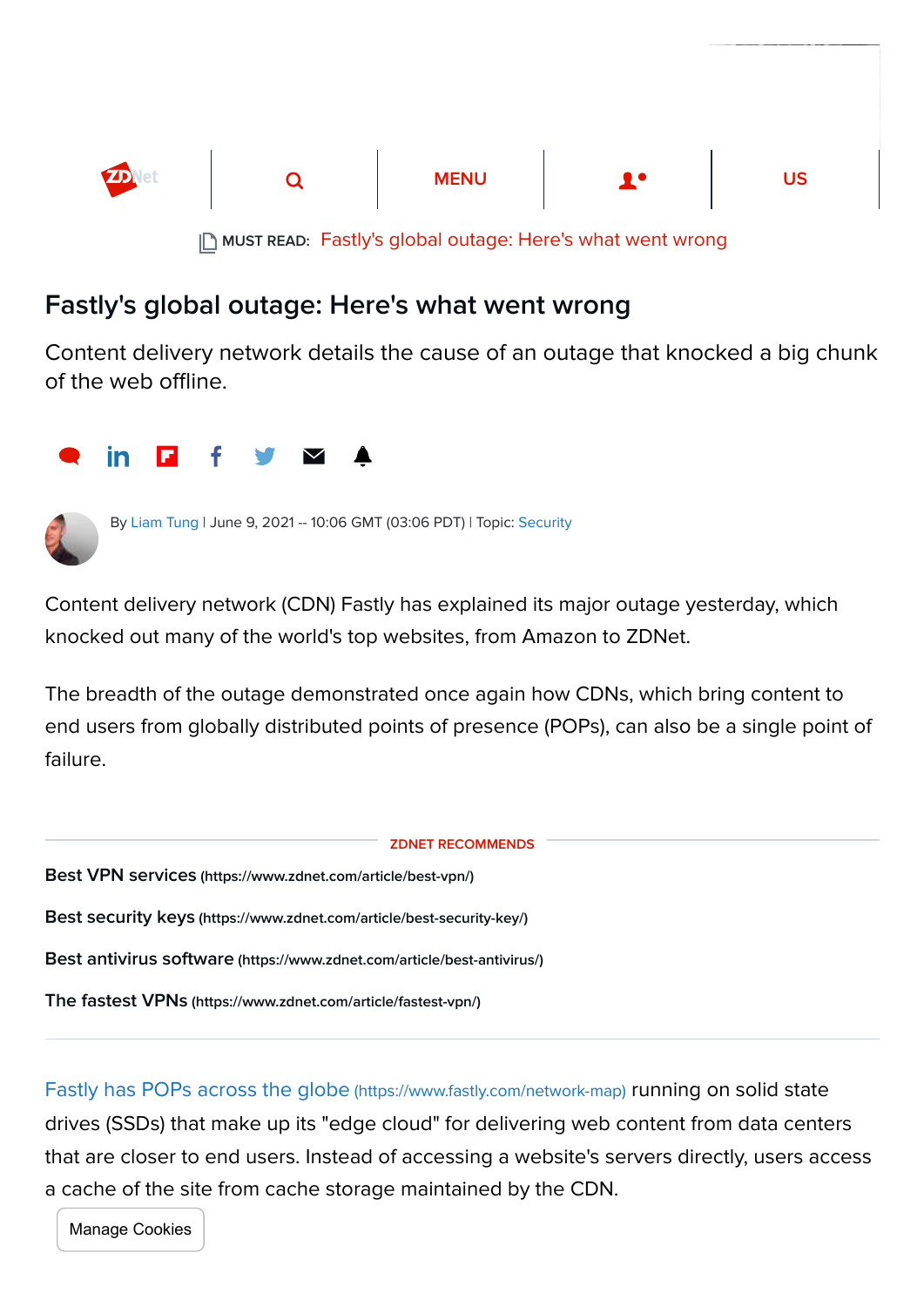# Fastly's global outage: Here's what went wrong

Content delivery network details the cause of an outage that knocked a big chunk of the web offline.

By Liam Tung | June 9, 2021 -- 10:06 GMT (03:06 PDT) | Topic: Security

Content delivery network (CDN) Fastly has explained its major outage yesterday, which knocked out many of the world's top websites, from Amazon to ZDNet.

The breadth of the outage demonstrated once again how CDNs, which bring content to end users from globally distributed points of presence (POPs), can also be a single point of failure.

ZDNET RECOMMENDS

**Best VPN services** (https://www.zdnet.com/article/best-vpn/)

**Best security keys** (https://www.zdnet.com/article/best-security-key/)

**Best antivirus software** (https://www.zdnet.com/article/best-antivirus/)

**The fastest VPNs** (https://www.zdnet.com/article/fastest-vpn/)

Fastly has POPs across the globe (https://www.fastly.com/network-map) running on solid state drives (SSDs) that make up its "edge cloud" for delivering web content from data centers that are closer to end users. Instead of accessing a website's servers directly, users access a cache of the site from cache storage maintained by the CDN.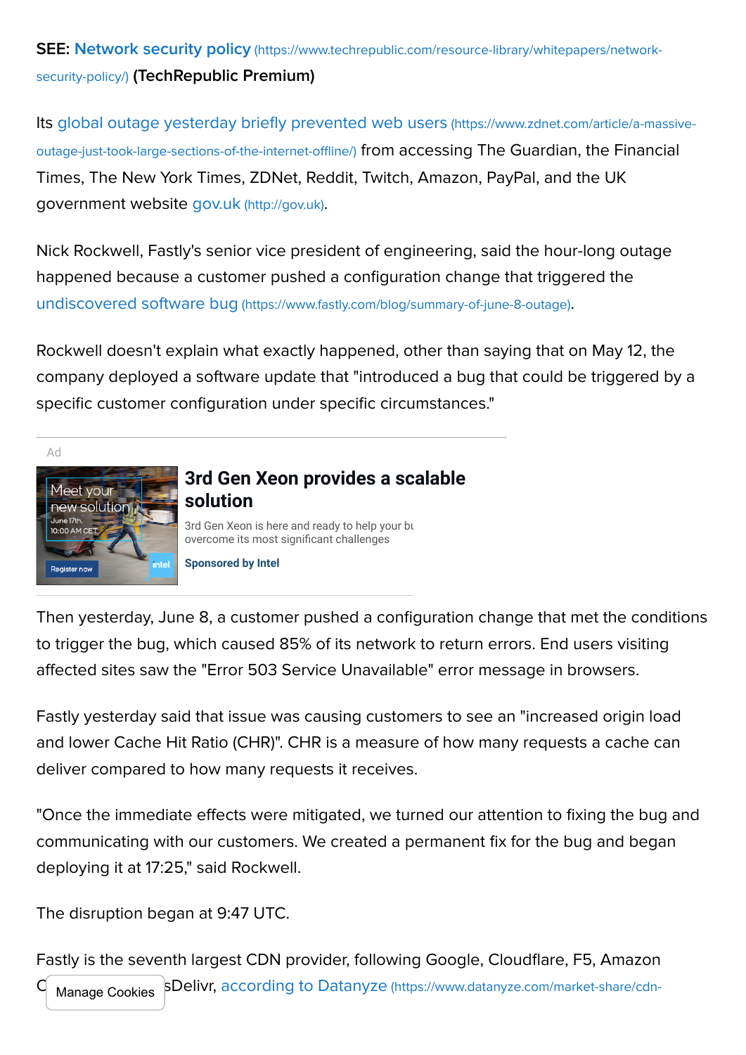**SEE: Network security policy** (https://www.techrepublic.com/resource-library/whitepapers/network-security-policy/) **(TechRepublic Premium)**

Its global outage yesterday briefly prevented web users (https://www.zdnet.com/article/a-massive-outage-just-took-large-sections-of-the-internet-offline/) from accessing The Guardian, the Financial Times, The New York Times, ZDNet, Reddit, Twitch, Amazon, PayPal, and the UK government website gov.uk (http://gov.uk).

Nick Rockwell, Fastly's senior vice president of engineering, said the hour-long outage happened because a customer pushed a configuration change that triggered the undiscovered software bug (https://www.fastly.com/blog/summary-of-june-8-outage).

Rockwell doesn't explain what exactly happened, other than saying that on May 12, the company deployed a software update that "introduced a bug that could be triggered by a specific customer configuration under specific circumstances."

Ad

**3rd Gen Xeon provides a scalable solution**

3rd Gen Xeon is here and ready to help your bu overcome its most significant challenges

**Sponsored by Intel**

Then yesterday, June 8, a customer pushed a configuration change that met the conditions to trigger the bug, which caused 85% of its network to return errors. End users visiting affected sites saw the "Error 503 Service Unavailable" error message in browsers.

Fastly yesterday said that issue was causing customers to see an "increased origin load and lower Cache Hit Ratio (CHR)". CHR is a measure of how many requests a cache can deliver compared to how many requests it receives.

"Once the immediate effects were mitigated, we turned our attention to fixing the bug and communicating with our customers. We created a permanent fix for the bug and began deploying it at 17:25," said Rockwell.

The disruption began at 9:47 UTC.

Fastly is the seventh largest CDN provider, following Google, Cloudflare, F5, Amazon C[Manage Cookies]sDelivr, according to Datanyze (https://www.datanyze.com/market-share/cdn-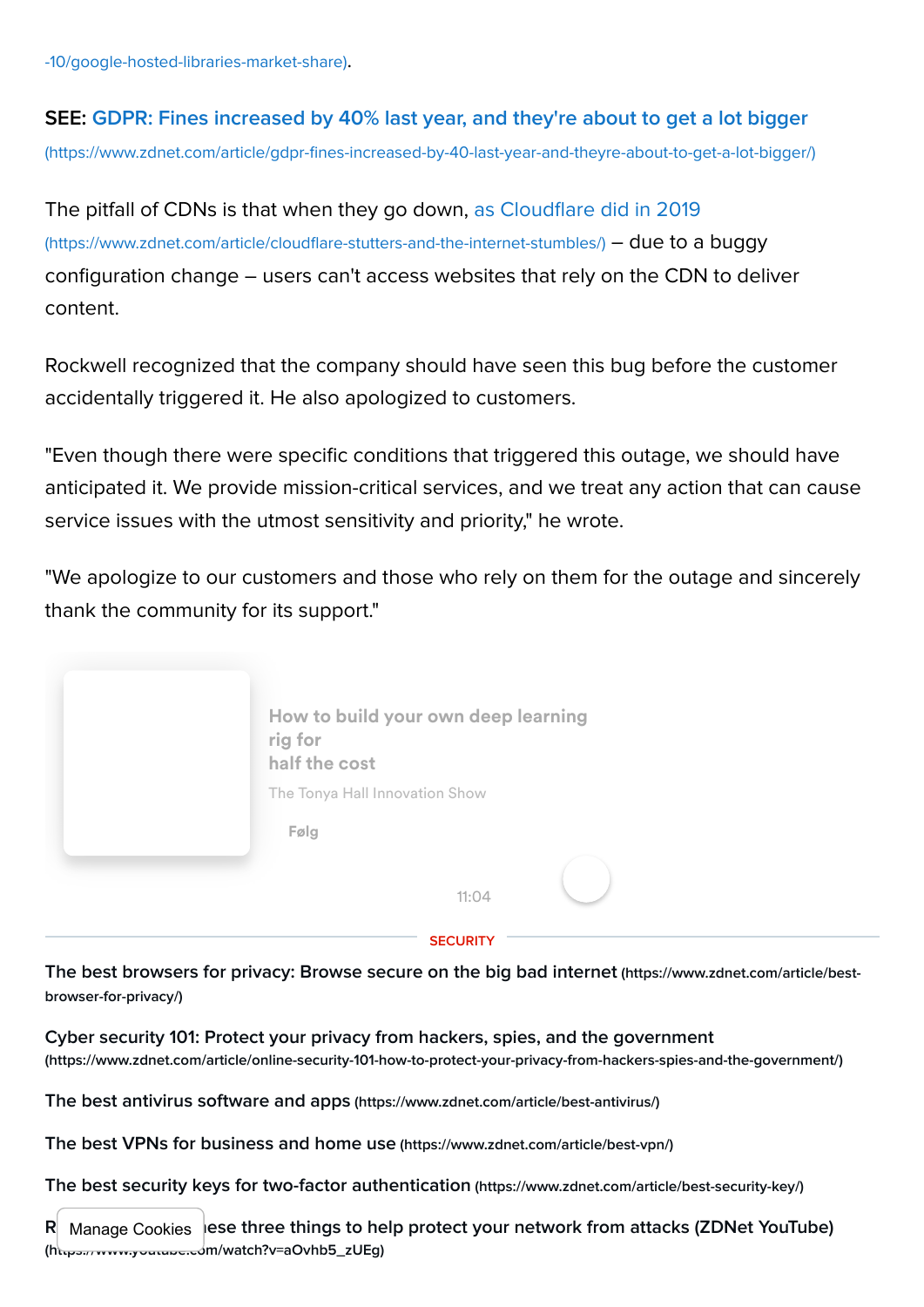-10/google-hosted-libraries-market-share).

**SEE:** GDPR: Fines increased by 40% last year, and they're about to get a lot bigger (https://www.zdnet.com/article/gdpr-fines-increased-by-40-last-year-and-theyre-about-to-get-a-lot-bigger/)

The pitfall of CDNs is that when they go down, as Cloudflare did in 2019 (https://www.zdnet.com/article/cloudflare-stutters-and-the-internet-stumbles/) – due to a buggy configuration change – users can't access websites that rely on the CDN to deliver content.

Rockwell recognized that the company should have seen this bug before the customer accidentally triggered it. He also apologized to customers.

"Even though there were specific conditions that triggered this outage, we should have anticipated it. We provide mission-critical services, and we treat any action that can cause service issues with the utmost sensitivity and priority," he wrote.

"We apologize to our customers and those who rely on them for the outage and sincerely thank the community for its support."

How to build your own deep learning rig for half the cost

The Tonya Hall Innovation Show

Følg

11:04

SECURITY

**The best browsers for privacy: Browse secure on the big bad internet** (https://www.zdnet.com/article/best-browser-for-privacy/)

**Cyber security 101: Protect your privacy from hackers, spies, and the government** (https://www.zdnet.com/article/online-security-101-how-to-protect-your-privacy-from-hackers-spies-and-the-government/)

**The best antivirus software and apps** (https://www.zdnet.com/article/best-antivirus/)

**The best VPNs for business and home use** (https://www.zdnet.com/article/best-vpn/)

**The best security keys for two-factor authentication** (https://www.zdnet.com/article/best-security-key/)

**R Manage Cookies ese three things to help protect your network from attacks (ZDNet YouTube)** (https://www.youtube.com/watch?v=aOvhb5_zUEg)